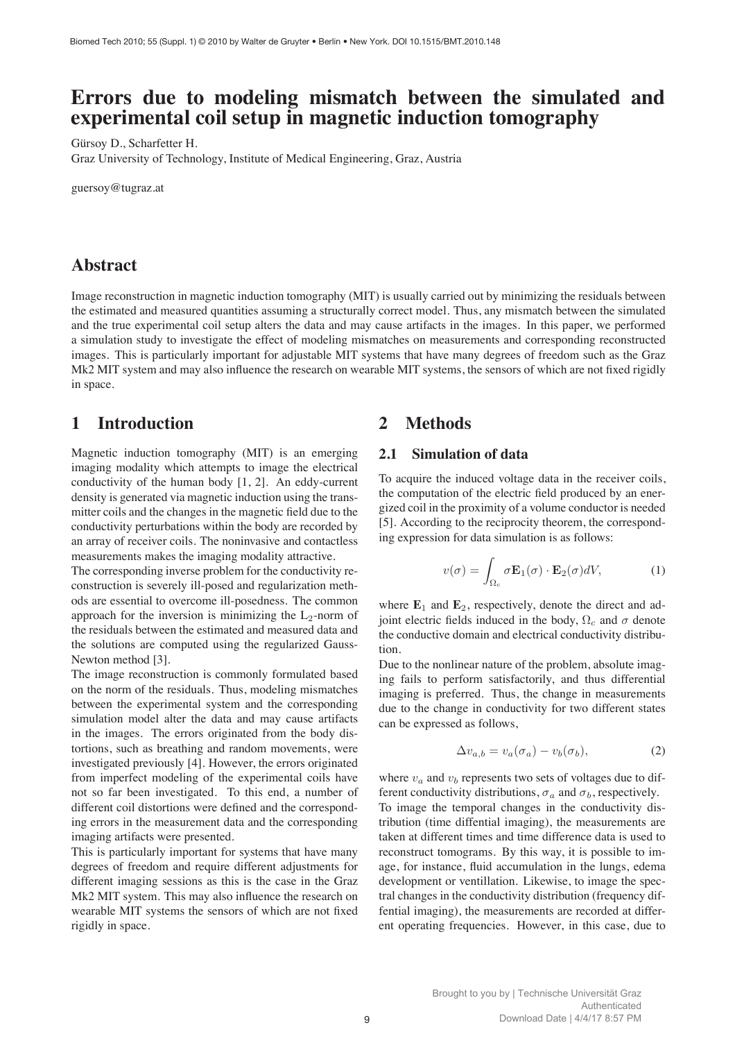# Errors due to modeling mismatch between the simulated and experimental coil setup in magnetic induction tomography

Gürsoy D., Scharfetter H.

Graz University of Technology, Institute of Medical Engineering, Graz, Austria

guersoy@tugraz.at

## Abstract

Image reconstruction in magnetic induction tomography (MIT) is usually carried out by minimizing the residuals between the estimated and measured quantities assuming a structurally correct model. Thus, any mismatch between the simulated and the true experimental coil setup alters the data and may cause artifacts in the images. In this paper, we performed a simulation study to investigate the effect of modeling mismatches on measurements and corresponding reconstructed images. This is particularly important for adjustable MIT systems that have many degrees of freedom such as the Graz Mk2 MIT system and may also influence the research on wearable MIT systems, the sensors of which are not fixed rigidly in space.

## 1 Introduction

Magnetic induction tomography (MIT) is an emerging imaging modality which attempts to image the electrical conductivity of the human body [1, 2]. An eddy-current density is generated via magnetic induction using the transmitter coils and the changes in the magnetic field due to the conductivity perturbations within the body are recorded by an array of receiver coils. The noninvasive and contactless measurements makes the imaging modality attractive.

The corresponding inverse problem for the conductivity reconstruction is severely ill-posed and regularization methods are essential to overcome ill-posedness. The common approach for the inversion is minimizing the $L_2$-norm of the residuals between the estimated and measured data and the solutions are computed using the regularized Gauss-Newton method [3].

The image reconstruction is commonly formulated based on the norm of the residuals. Thus, modeling mismatches between the experimental system and the corresponding simulation model alter the data and may cause artifacts in the images. The errors originated from the body distortions, such as breathing and random movements, were investigated previously [4]. However, the errors originated from imperfect modeling of the experimental coils have not so far been investigated. To this end, a number of different coil distortions were defined and the corresponding errors in the measurement data and the corresponding imaging artifacts were presented.

This is particularly important for systems that have many degrees of freedom and require different adjustments for different imaging sessions as this is the case in the Graz Mk2 MIT system. This may also influence the research on wearable MIT systems the sensors of which are not fixed rigidly in space.

## 2 Methods

### 2.1 Simulation of data

To acquire the induced voltage data in the receiver coils, the computation of the electric field produced by an energized coil in the proximity of a volume conductor is needed [5]. According to the reciprocity theorem, the corresponding expression for data simulation is as follows:

$$v(\sigma) = \int_{\Omega_c} \sigma \mathbf{E}_1(\sigma) \cdot \mathbf{E}_2(\sigma) dV, \tag{1}$$

where $\mathbf{E}_1$ and $\mathbf{E}_2$, respectively, denote the direct and adjoint electric fields induced in the body, $\Omega_c$ and $\sigma$ denote the conductive domain and electrical conductivity distribution.

Due to the nonlinear nature of the problem, absolute imaging fails to perform satisfactorily, and thus differential imaging is preferred. Thus, the change in measurements due to the change in conductivity for two different states can be expressed as follows,

$$\Delta v_{a,b} = v_a(\sigma_a) - v_b(\sigma_b), \tag{2}$$

where $v_a$ and $v_b$ represents two sets of voltages due to different conductivity distributions, $\sigma_a$ and $\sigma_b$, respectively.

To image the temporal changes in the conductivity distribution (time diffential imaging), the measurements are taken at different times and time difference data is used to reconstruct tomograms. By this way, it is possible to image, for instance, fluid accumulation in the lungs, edema development or ventillation. Likewise, to image the spectral changes in the conductivity distribution (frequency diffential imaging), the measurements are recorded at different operating frequencies. However, in this case, due to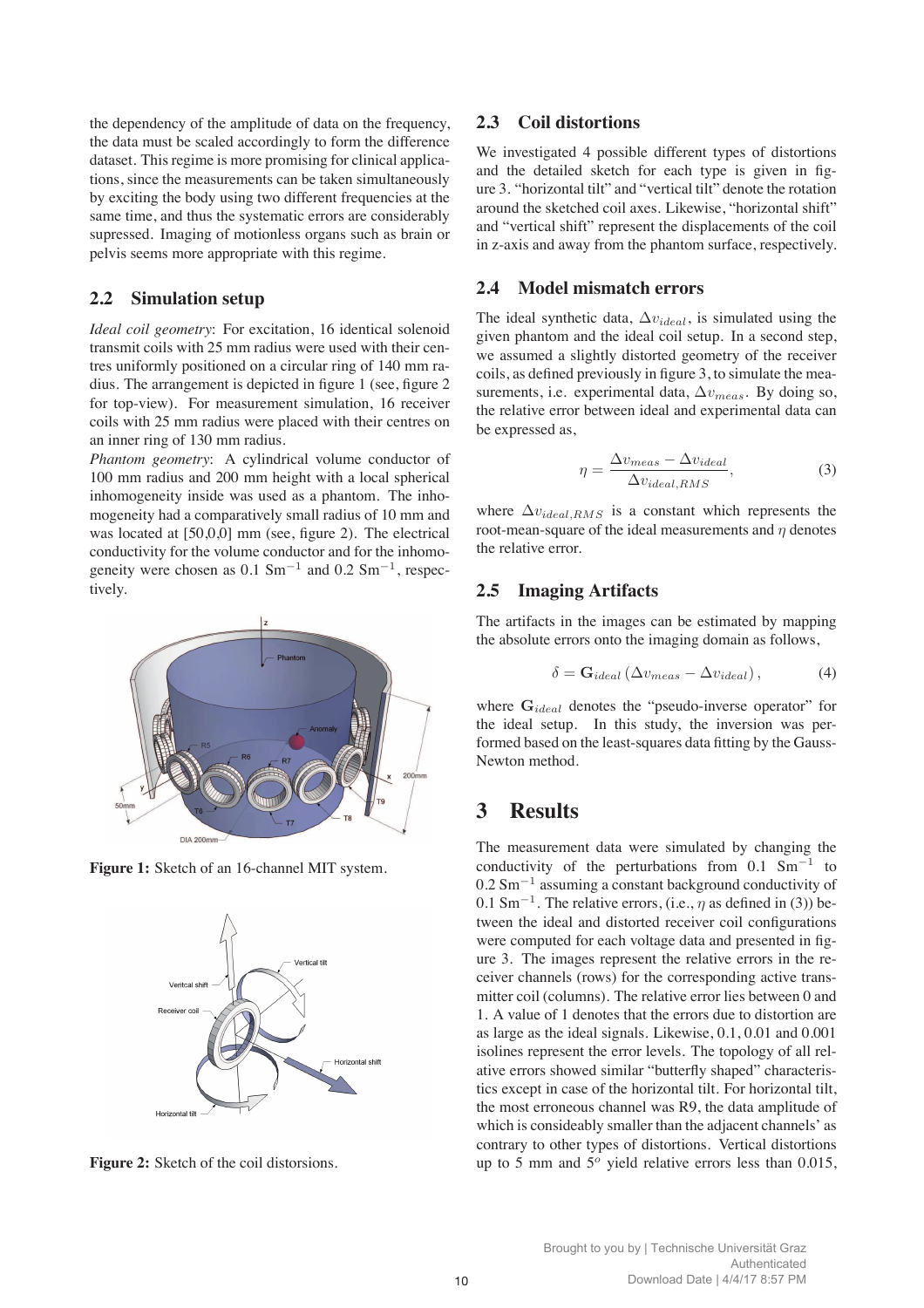the dependency of the amplitude of data on the frequency, the data must be scaled accordingly to form the difference dataset. This regime is more promising for clinical applications, since the measurements can be taken simultaneously by exciting the body using two different frequencies at the same time, and thus the systematic errors are considerably supressed. Imaging of motionless organs such as brain or pelvis seems more appropriate with this regime.

## 2.2 Simulation setup

*Ideal coil geometry*: For excitation, 16 identical solenoid transmit coils with 25 mm radius were used with their centres uniformly positioned on a circular ring of 140 mm radius. The arrangement is depicted in figure 1 (see, figure 2 for top-view). For measurement simulation, 16 receiver coils with 25 mm radius were placed with their centres on an inner ring of 130 mm radius.

*Phantom geometry*: A cylindrical volume conductor of 100 mm radius and 200 mm height with a local spherical inhomogeneity inside was used as a phantom. The inhomogeneity had a comparatively small radius of 10 mm and was located at [50,0,0] mm (see, figure 2). The electrical conductivity for the volume conductor and for the inhomogeneity were chosen as 0.1 $\mathrm{Sm}^{-1}$ and 0.2 $\mathrm{Sm}^{-1}$, respectively.

**Figure 1:** Sketch of an 16-channel MIT system.

**Figure 2:** Sketch of the coil distorsions.

## 2.3 Coil distortions

We investigated 4 possible different types of distortions and the detailed sketch for each type is given in figure 3. "horizontal tilt" and "vertical tilt" denote the rotation around the sketched coil axes. Likewise, "horizontal shift" and "vertical shift" represent the displacements of the coil in z-axis and away from the phantom surface, respectively.

## 2.4 Model mismatch errors

The ideal synthetic data, $\Delta v_{ideal}$, is simulated using the given phantom and the ideal coil setup. In a second step, we assumed a slightly distorted geometry of the receiver coils, as defined previously in figure 3, to simulate the measurements, i.e. experimental data, $\Delta v_{meas}$. By doing so, the relative error between ideal and experimental data can be expressed as,

$$\eta = \frac{\Delta v_{meas} - \Delta v_{ideal}}{\Delta v_{ideal,RMS}}, \tag{3}$$

where $\Delta v_{ideal,RMS}$ is a constant which represents the root-mean-square of the ideal measurements and $\eta$ denotes the relative error.

## 2.5 Imaging Artifacts

The artifacts in the images can be estimated by mapping the absolute errors onto the imaging domain as follows,

$$\delta = \mathbf{G}_{ideal} \left( \Delta v_{meas} - \Delta v_{ideal} \right), \tag{4}$$

where $\mathbf{G}_{ideal}$ denotes the "pseudo-inverse operator" for the ideal setup. In this study, the inversion was performed based on the least-squares data fitting by the Gauss-Newton method.

# 3 Results

The measurement data were simulated by changing the conductivity of the perturbations from 0.1 $\mathrm{Sm}^{-1}$ to 0.2 $\mathrm{Sm}^{-1}$ assuming a constant background conductivity of 0.1 $\mathrm{Sm}^{-1}$. The relative errors, (i.e., $\eta$ as defined in (3)) between the ideal and distorted receiver coil configurations were computed for each voltage data and presented in figure 3. The images represent the relative errors in the receiver channels (rows) for the corresponding active transmitter coil (columns). The relative error lies between 0 and 1. A value of 1 denotes that the errors due to distortion are as large as the ideal signals. Likewise, 0.1, 0.01 and 0.001 isolines represent the error levels. The topology of all relative errors showed similar "butterfly shaped" characteristics except in case of the horizontal tilt. For horizontal tilt, the most erroneous channel was R9, the data amplitude of which is consideably smaller than the adjacent channels' as contrary to other types of distortions. Vertical distortions up to 5 mm and $5^o$ yield relative errors less than 0.015,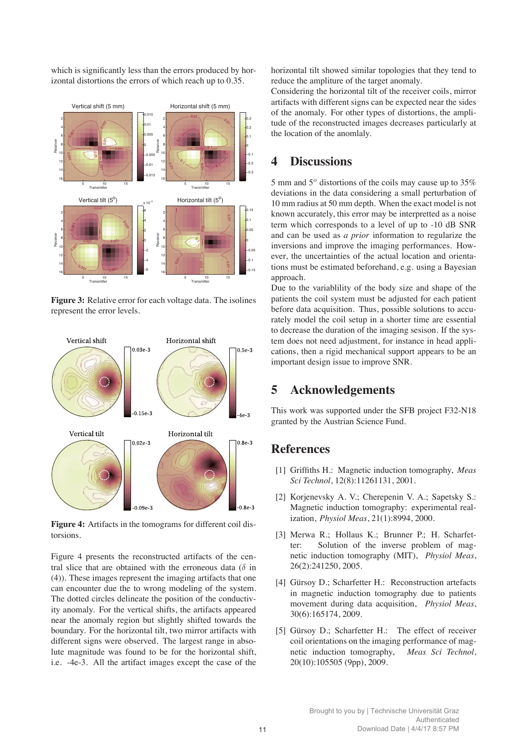which is significantly less than the errors produced by horizontal distortions the errors of which reach up to 0.35.

Vertical shift (5 mm)

Horizontal shift (5 mm)

Vertical tilt ($5^o$)

Horizontal tilt ($5^o$)

**Figure 3:** Relative error for each voltage data. The isolines represent the error levels.

Vertical shift

Horizontal shift

Vertical tilt

Horizontal tilt

**Figure 4:** Artifacts in the tomograms for different coil distorsions.

Figure 4 presents the reconstructed artifacts of the central slice that are obtained with the erroneous data ($\delta$ in (4)). These images represent the imaging artifacts that one can encounter due the to wrong modeling of the system. The dotted circles delineate the position of the conductivity anomaly. For the vertical shifts, the artifacts appeared near the anomaly region but slightly shifted towards the boundary. For the horizontal tilt, two mirror artifacts with different signs were observed. The largest range in absolute magnitude was found to be for the horizontal shift, i.e. -4e-3. All the artifact images except the case of the horizontal tilt showed similar topologies that they tend to reduce the ampliture of the target anomaly.

Considering the horizontal tilt of the receiver coils, mirror artifacts with different signs can be expected near the sides of the anomaly. For other types of distortions, the amplitude of the reconstructed images decreases particularly at the location of the anomlaly.

## 4 Discussions

5 mm and $5^o$ distortions of the coils may cause up to 35% deviations in the data considering a small perturbation of 10 mm radius at 50 mm depth. When the exact model is not known accurately, this error may be interpretted as a noise term which corresponds to a level of up to -10 dB SNR and can be used as *a prior* information to regularize the inversions and improve the imaging performances. However, the uncertainties of the actual location and orientations must be estimated beforehand, e.g. using a Bayesian approach.

Due to the variablility of the body size and shape of the patients the coil system must be adjusted for each patient before data acquisition. Thus, possible solutions to accurately model the coil setup in a shorter time are essential to decrease the duration of the imaging sesison. If the system does not need adjustment, for instance in head applications, then a rigid mechanical support appears to be an important design issue to improve SNR.

## 5 Acknowledgements

This work was supported under the SFB project F32-N18 granted by the Austrian Science Fund.

## References

[1] Griffiths H.: Magnetic induction tomography, *Meas Sci Technol*, 12(8):11261131, 2001.

[2] Korjenevsky A. V.; Cherepenin V. A.; Sapetsky S.: Magnetic induction tomography: experimental realization, *Physiol Meas*, 21(1):8994, 2000.

[3] Merwa R.; Hollaus K.; Brunner P.; H. Scharfetter: Solution of the inverse problem of magnetic induction tomography (MIT), *Physiol Meas*, 26(2):241250, 2005.

[4] Gürsoy D.; Scharfetter H.: Reconstruction artefacts in magnetic induction tomography due to patients movement during data acquisition, *Physiol Meas*, 30(6):165174, 2009.

[5] Gürsoy D.; Scharfetter H.: The effect of receiver coil orientations on the imaging performance of magnetic induction tomography, *Meas Sci Technol*, 20(10):105505 (9pp), 2009.